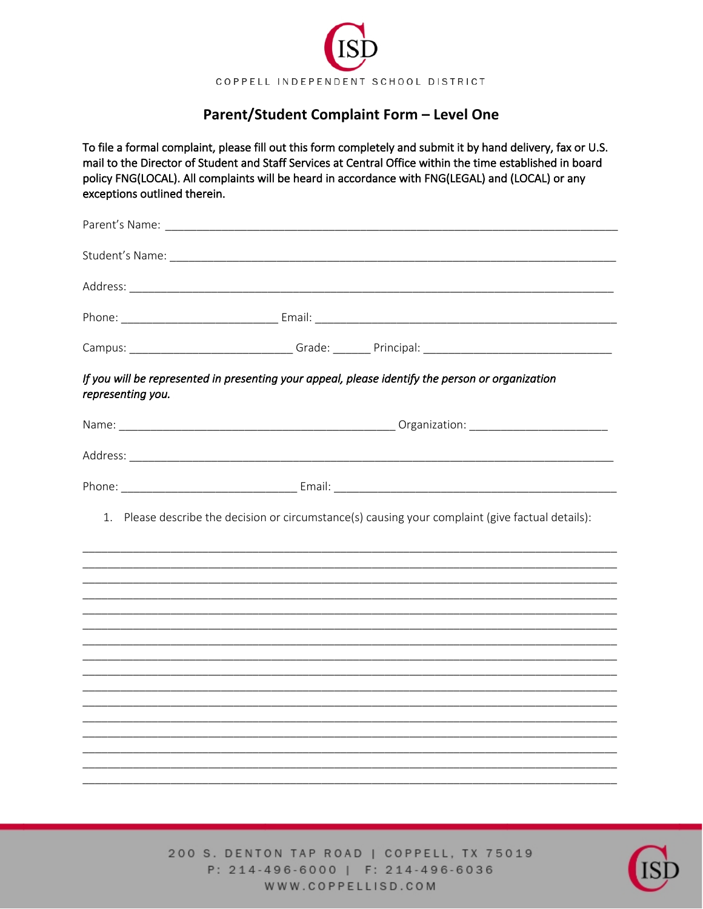COPPELL INDEPENDENT SCHOOL DISTRICT

## Parent/Student Complaint Form – Level One

**To file a formal complaint, please fill out this form completely and submit it by hand delivery, fax or U.S. mail to the Director of Student and Staff Services at Central Office within the time established in board policy FNG(LOCAL). All complaints will be heard in accordance with FNG(LEGAL) and (LOCAL) or any exceptions outlined therein.**

Parent's Name: ___________________________________________________________________________

Student's Name: __________________________________________________________________________

Address: ________________________________________________________________________________

Phone: __________________________ Email: ____________________________________________________

Campus: __________________________ Grade: ______ Principal: ______________________________

***If you will be represented in presenting your appeal, please identify the person or organization representing you.***

Name: ______________________________________________ Organization: ______________________

Address: ________________________________________________________________________________

Phone: ____________________________ Email: _________________________________________________

1. Please describe the decision or circumstance(s) causing your complaint (give factual details):

_____________________________________________________________________________________
_____________________________________________________________________________________
_____________________________________________________________________________________
_____________________________________________________________________________________
_____________________________________________________________________________________
_____________________________________________________________________________________
_____________________________________________________________________________________
_____________________________________________________________________________________
_____________________________________________________________________________________
_____________________________________________________________________________________
_____________________________________________________________________________________
_____________________________________________________________________________________
_____________________________________________________________________________________
_____________________________________________________________________________________
_____________________________________________________________________________________

200 S. DENTON TAP ROAD | COPPELL, TX 75019
P: 214-496-6000 | F: 214-496-6036
WWW.COPPELLISD.COM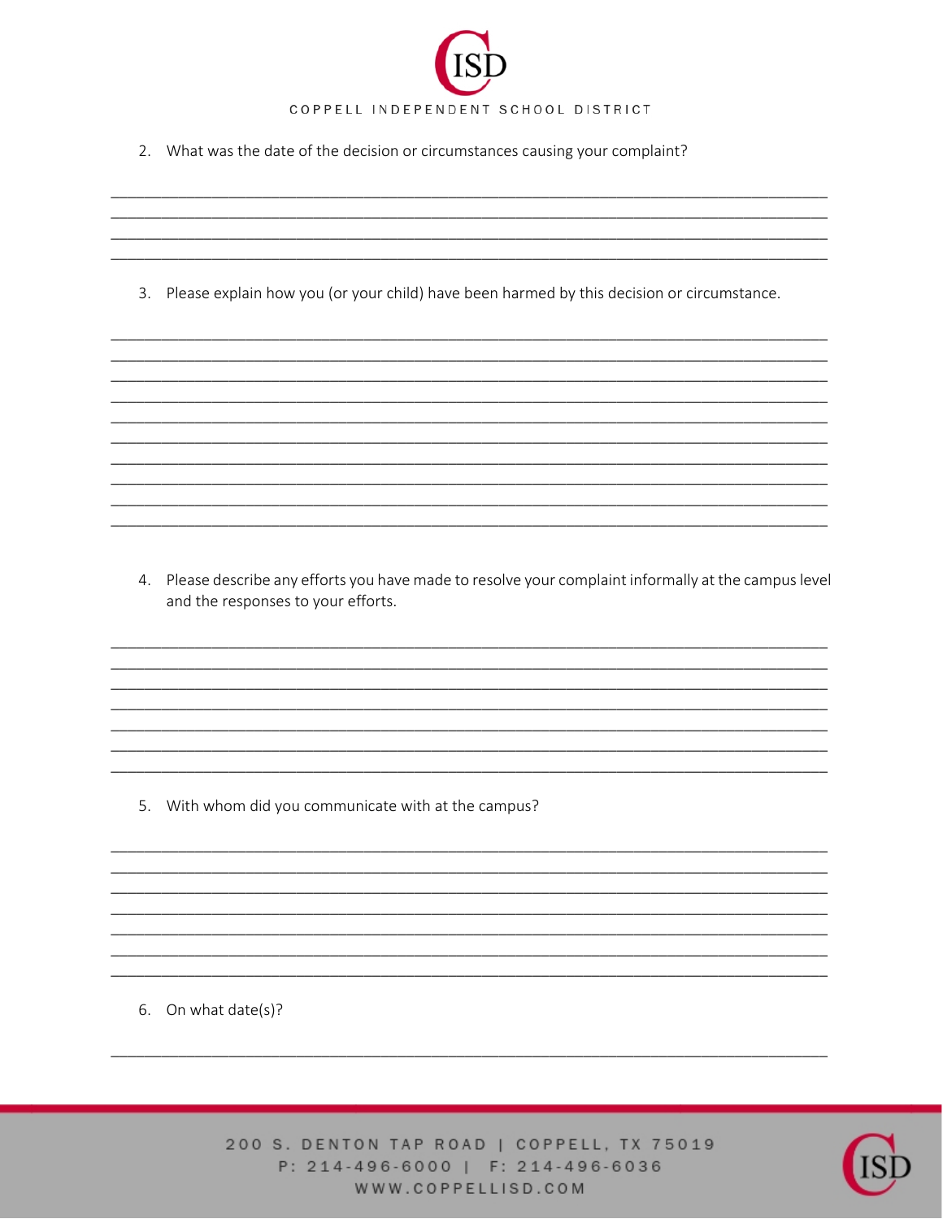2. What was the date of the decision or circumstances causing your complaint?

\_\_\_\_\_\_\_\_\_\_\_\_\_\_\_\_\_\_\_\_\_\_\_\_\_\_\_\_\_\_\_\_\_\_\_\_\_\_\_\_\_\_\_\_\_\_\_\_\_\_\_\_\_\_\_\_\_\_\_\_\_\_\_\_\_\_\_\_\_\_\_\_\_\_\_\_\_\_

\_\_\_\_\_\_\_\_\_\_\_\_\_\_\_\_\_\_\_\_\_\_\_\_\_\_\_\_\_\_\_\_\_\_\_\_\_\_\_\_\_\_\_\_\_\_\_\_\_\_\_\_\_\_\_\_\_\_\_\_\_\_\_\_\_\_\_\_\_\_\_\_\_\_\_\_\_\_

\_\_\_\_\_\_\_\_\_\_\_\_\_\_\_\_\_\_\_\_\_\_\_\_\_\_\_\_\_\_\_\_\_\_\_\_\_\_\_\_\_\_\_\_\_\_\_\_\_\_\_\_\_\_\_\_\_\_\_\_\_\_\_\_\_\_\_\_\_\_\_\_\_\_\_\_\_\_

\_\_\_\_\_\_\_\_\_\_\_\_\_\_\_\_\_\_\_\_\_\_\_\_\_\_\_\_\_\_\_\_\_\_\_\_\_\_\_\_\_\_\_\_\_\_\_\_\_\_\_\_\_\_\_\_\_\_\_\_\_\_\_\_\_\_\_\_\_\_\_\_\_\_\_\_\_\_

3. Please explain how you (or your child) have been harmed by this decision or circumstance.

\_\_\_\_\_\_\_\_\_\_\_\_\_\_\_\_\_\_\_\_\_\_\_\_\_\_\_\_\_\_\_\_\_\_\_\_\_\_\_\_\_\_\_\_\_\_\_\_\_\_\_\_\_\_\_\_\_\_\_\_\_\_\_\_\_\_\_\_\_\_\_\_\_\_\_\_\_\_

\_\_\_\_\_\_\_\_\_\_\_\_\_\_\_\_\_\_\_\_\_\_\_\_\_\_\_\_\_\_\_\_\_\_\_\_\_\_\_\_\_\_\_\_\_\_\_\_\_\_\_\_\_\_\_\_\_\_\_\_\_\_\_\_\_\_\_\_\_\_\_\_\_\_\_\_\_\_

\_\_\_\_\_\_\_\_\_\_\_\_\_\_\_\_\_\_\_\_\_\_\_\_\_\_\_\_\_\_\_\_\_\_\_\_\_\_\_\_\_\_\_\_\_\_\_\_\_\_\_\_\_\_\_\_\_\_\_\_\_\_\_\_\_\_\_\_\_\_\_\_\_\_\_\_\_\_

\_\_\_\_\_\_\_\_\_\_\_\_\_\_\_\_\_\_\_\_\_\_\_\_\_\_\_\_\_\_\_\_\_\_\_\_\_\_\_\_\_\_\_\_\_\_\_\_\_\_\_\_\_\_\_\_\_\_\_\_\_\_\_\_\_\_\_\_\_\_\_\_\_\_\_\_\_\_

\_\_\_\_\_\_\_\_\_\_\_\_\_\_\_\_\_\_\_\_\_\_\_\_\_\_\_\_\_\_\_\_\_\_\_\_\_\_\_\_\_\_\_\_\_\_\_\_\_\_\_\_\_\_\_\_\_\_\_\_\_\_\_\_\_\_\_\_\_\_\_\_\_\_\_\_\_\_

\_\_\_\_\_\_\_\_\_\_\_\_\_\_\_\_\_\_\_\_\_\_\_\_\_\_\_\_\_\_\_\_\_\_\_\_\_\_\_\_\_\_\_\_\_\_\_\_\_\_\_\_\_\_\_\_\_\_\_\_\_\_\_\_\_\_\_\_\_\_\_\_\_\_\_\_\_\_

\_\_\_\_\_\_\_\_\_\_\_\_\_\_\_\_\_\_\_\_\_\_\_\_\_\_\_\_\_\_\_\_\_\_\_\_\_\_\_\_\_\_\_\_\_\_\_\_\_\_\_\_\_\_\_\_\_\_\_\_\_\_\_\_\_\_\_\_\_\_\_\_\_\_\_\_\_\_

\_\_\_\_\_\_\_\_\_\_\_\_\_\_\_\_\_\_\_\_\_\_\_\_\_\_\_\_\_\_\_\_\_\_\_\_\_\_\_\_\_\_\_\_\_\_\_\_\_\_\_\_\_\_\_\_\_\_\_\_\_\_\_\_\_\_\_\_\_\_\_\_\_\_\_\_\_\_

\_\_\_\_\_\_\_\_\_\_\_\_\_\_\_\_\_\_\_\_\_\_\_\_\_\_\_\_\_\_\_\_\_\_\_\_\_\_\_\_\_\_\_\_\_\_\_\_\_\_\_\_\_\_\_\_\_\_\_\_\_\_\_\_\_\_\_\_\_\_\_\_\_\_\_\_\_\_

\_\_\_\_\_\_\_\_\_\_\_\_\_\_\_\_\_\_\_\_\_\_\_\_\_\_\_\_\_\_\_\_\_\_\_\_\_\_\_\_\_\_\_\_\_\_\_\_\_\_\_\_\_\_\_\_\_\_\_\_\_\_\_\_\_\_\_\_\_\_\_\_\_\_\_\_\_\_

4. Please describe any efforts you have made to resolve your complaint informally at the campus level and the responses to your efforts.

\_\_\_\_\_\_\_\_\_\_\_\_\_\_\_\_\_\_\_\_\_\_\_\_\_\_\_\_\_\_\_\_\_\_\_\_\_\_\_\_\_\_\_\_\_\_\_\_\_\_\_\_\_\_\_\_\_\_\_\_\_\_\_\_\_\_\_\_\_\_\_\_\_\_\_\_\_\_

\_\_\_\_\_\_\_\_\_\_\_\_\_\_\_\_\_\_\_\_\_\_\_\_\_\_\_\_\_\_\_\_\_\_\_\_\_\_\_\_\_\_\_\_\_\_\_\_\_\_\_\_\_\_\_\_\_\_\_\_\_\_\_\_\_\_\_\_\_\_\_\_\_\_\_\_\_\_

\_\_\_\_\_\_\_\_\_\_\_\_\_\_\_\_\_\_\_\_\_\_\_\_\_\_\_\_\_\_\_\_\_\_\_\_\_\_\_\_\_\_\_\_\_\_\_\_\_\_\_\_\_\_\_\_\_\_\_\_\_\_\_\_\_\_\_\_\_\_\_\_\_\_\_\_\_\_

\_\_\_\_\_\_\_\_\_\_\_\_\_\_\_\_\_\_\_\_\_\_\_\_\_\_\_\_\_\_\_\_\_\_\_\_\_\_\_\_\_\_\_\_\_\_\_\_\_\_\_\_\_\_\_\_\_\_\_\_\_\_\_\_\_\_\_\_\_\_\_\_\_\_\_\_\_\_

\_\_\_\_\_\_\_\_\_\_\_\_\_\_\_\_\_\_\_\_\_\_\_\_\_\_\_\_\_\_\_\_\_\_\_\_\_\_\_\_\_\_\_\_\_\_\_\_\_\_\_\_\_\_\_\_\_\_\_\_\_\_\_\_\_\_\_\_\_\_\_\_\_\_\_\_\_\_

\_\_\_\_\_\_\_\_\_\_\_\_\_\_\_\_\_\_\_\_\_\_\_\_\_\_\_\_\_\_\_\_\_\_\_\_\_\_\_\_\_\_\_\_\_\_\_\_\_\_\_\_\_\_\_\_\_\_\_\_\_\_\_\_\_\_\_\_\_\_\_\_\_\_\_\_\_\_

\_\_\_\_\_\_\_\_\_\_\_\_\_\_\_\_\_\_\_\_\_\_\_\_\_\_\_\_\_\_\_\_\_\_\_\_\_\_\_\_\_\_\_\_\_\_\_\_\_\_\_\_\_\_\_\_\_\_\_\_\_\_\_\_\_\_\_\_\_\_\_\_\_\_\_\_\_\_

5. With whom did you communicate with at the campus?

\_\_\_\_\_\_\_\_\_\_\_\_\_\_\_\_\_\_\_\_\_\_\_\_\_\_\_\_\_\_\_\_\_\_\_\_\_\_\_\_\_\_\_\_\_\_\_\_\_\_\_\_\_\_\_\_\_\_\_\_\_\_\_\_\_\_\_\_\_\_\_\_\_\_\_\_\_\_

\_\_\_\_\_\_\_\_\_\_\_\_\_\_\_\_\_\_\_\_\_\_\_\_\_\_\_\_\_\_\_\_\_\_\_\_\_\_\_\_\_\_\_\_\_\_\_\_\_\_\_\_\_\_\_\_\_\_\_\_\_\_\_\_\_\_\_\_\_\_\_\_\_\_\_\_\_\_

\_\_\_\_\_\_\_\_\_\_\_\_\_\_\_\_\_\_\_\_\_\_\_\_\_\_\_\_\_\_\_\_\_\_\_\_\_\_\_\_\_\_\_\_\_\_\_\_\_\_\_\_\_\_\_\_\_\_\_\_\_\_\_\_\_\_\_\_\_\_\_\_\_\_\_\_\_\_

\_\_\_\_\_\_\_\_\_\_\_\_\_\_\_\_\_\_\_\_\_\_\_\_\_\_\_\_\_\_\_\_\_\_\_\_\_\_\_\_\_\_\_\_\_\_\_\_\_\_\_\_\_\_\_\_\_\_\_\_\_\_\_\_\_\_\_\_\_\_\_\_\_\_\_\_\_\_

\_\_\_\_\_\_\_\_\_\_\_\_\_\_\_\_\_\_\_\_\_\_\_\_\_\_\_\_\_\_\_\_\_\_\_\_\_\_\_\_\_\_\_\_\_\_\_\_\_\_\_\_\_\_\_\_\_\_\_\_\_\_\_\_\_\_\_\_\_\_\_\_\_\_\_\_\_\_

\_\_\_\_\_\_\_\_\_\_\_\_\_\_\_\_\_\_\_\_\_\_\_\_\_\_\_\_\_\_\_\_\_\_\_\_\_\_\_\_\_\_\_\_\_\_\_\_\_\_\_\_\_\_\_\_\_\_\_\_\_\_\_\_\_\_\_\_\_\_\_\_\_\_\_\_\_\_

\_\_\_\_\_\_\_\_\_\_\_\_\_\_\_\_\_\_\_\_\_\_\_\_\_\_\_\_\_\_\_\_\_\_\_\_\_\_\_\_\_\_\_\_\_\_\_\_\_\_\_\_\_\_\_\_\_\_\_\_\_\_\_\_\_\_\_\_\_\_\_\_\_\_\_\_\_\_

6. On what date(s)?

\_\_\_\_\_\_\_\_\_\_\_\_\_\_\_\_\_\_\_\_\_\_\_\_\_\_\_\_\_\_\_\_\_\_\_\_\_\_\_\_\_\_\_\_\_\_\_\_\_\_\_\_\_\_\_\_\_\_\_\_\_\_\_\_\_\_\_\_\_\_\_\_\_\_\_\_\_\_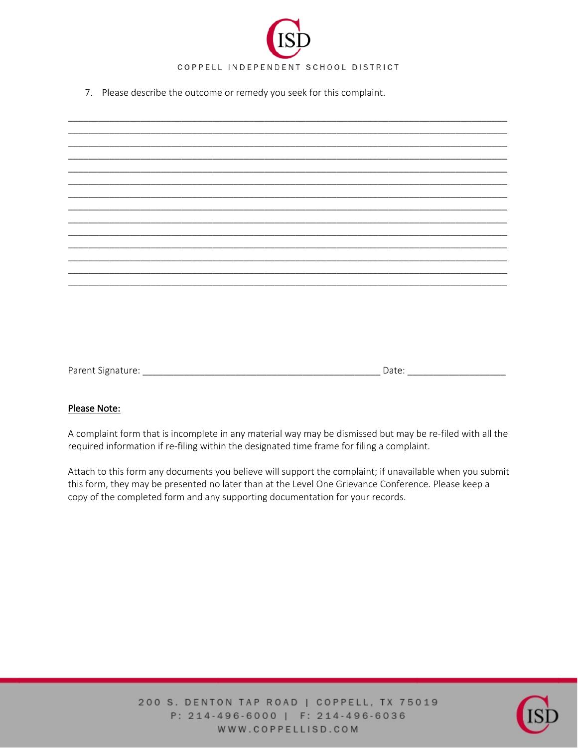7. Please describe the outcome or remedy you seek for this complaint.

______________________________________________________________________________
______________________________________________________________________________
______________________________________________________________________________
______________________________________________________________________________
______________________________________________________________________________
______________________________________________________________________________
______________________________________________________________________________
______________________________________________________________________________
______________________________________________________________________________
______________________________________________________________________________
______________________________________________________________________________
______________________________________________________________________________
______________________________________________________________________________
______________________________________________________________________________

Parent Signature: ______________________________________________ Date: ___________________

**Please Note:**

A complaint form that is incomplete in any material way may be dismissed but may be re-filed with all the required information if re-filing within the designated time frame for filing a complaint.

Attach to this form any documents you believe will support the complaint; if unavailable when you submit this form, they may be presented no later than at the Level One Grievance Conference. Please keep a copy of the completed form and any supporting documentation for your records.